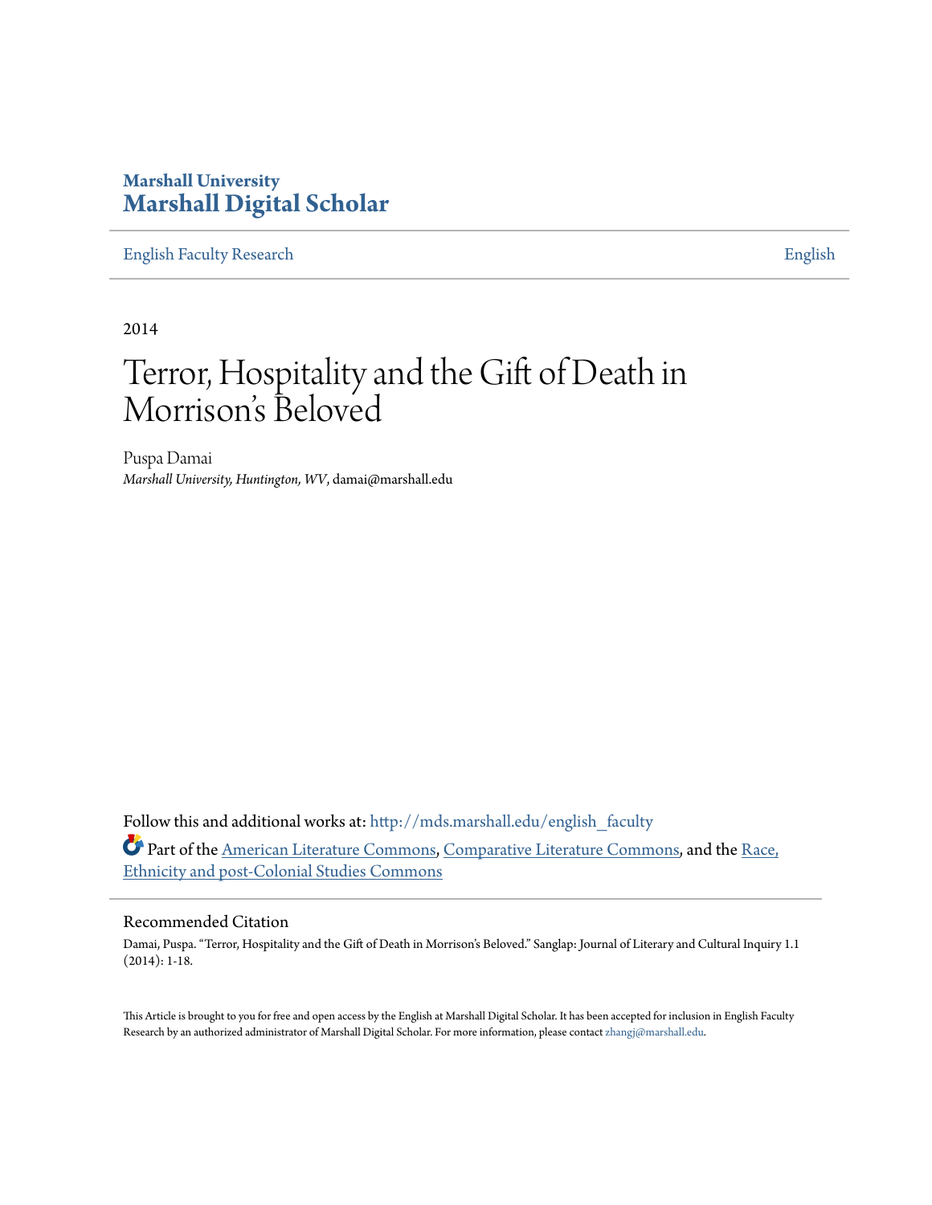**Marshall University**
**Marshall Digital Scholar**

English Faculty Research | English

2014

# Terror, Hospitality and the Gift of Death in Morrison's Beloved

Puspa Damai
*Marshall University, Huntington, WV*, damai@marshall.edu

Follow this and additional works at: http://mds.marshall.edu/english_faculty

Part of the American Literature Commons, Comparative Literature Commons, and the Race, Ethnicity and post-Colonial Studies Commons

## Recommended Citation

Damai, Puspa. "Terror, Hospitality and the Gift of Death in Morrison's Beloved." Sanglap: Journal of Literary and Cultural Inquiry 1.1 (2014): 1-18.

This Article is brought to you for free and open access by the English at Marshall Digital Scholar. It has been accepted for inclusion in English Faculty Research by an authorized administrator of Marshall Digital Scholar. For more information, please contact zhangj@marshall.edu.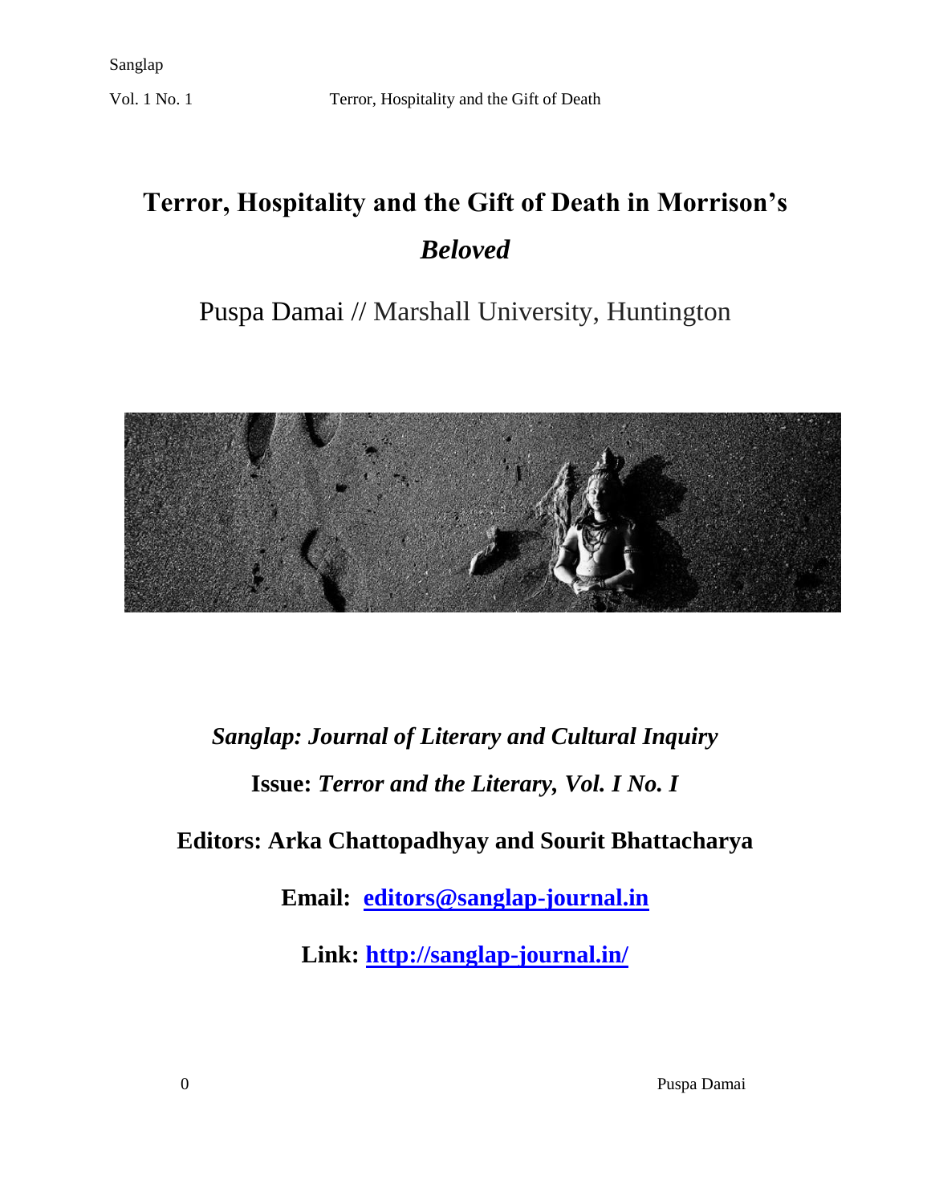# Terror, Hospitality and the Gift of Death in Morrison's *Beloved*

Puspa Damai // Marshall University, Huntington

***Sanglap: Journal of Literary and Cultural Inquiry***

**Issue:** ***Terror and the Literary, Vol. I No. I***

**Editors: Arka Chattopadhyay and Sourit Bhattacharya**

**Email: [editors@sanglap-journal.in](mailto:editors@sanglap-journal.in)**

**Link: [http://sanglap-journal.in/](http://sanglap-journal.in/)**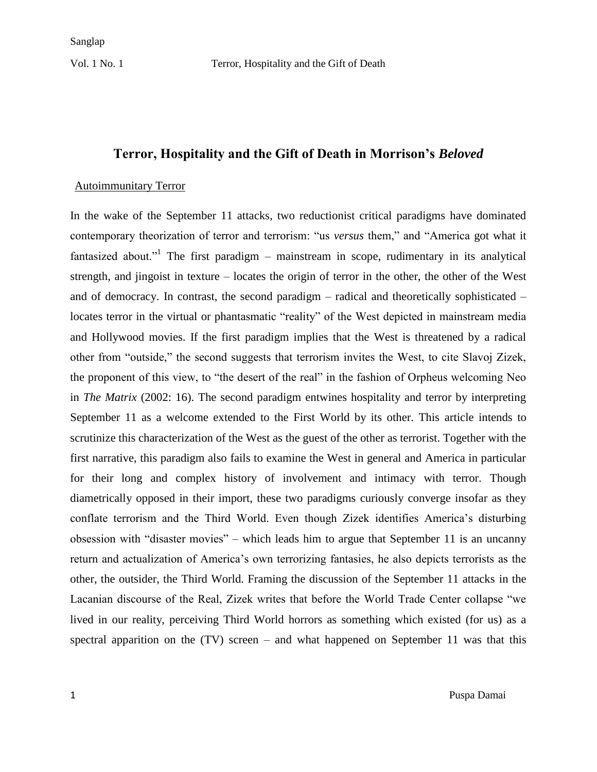# Terror, Hospitality and the Gift of Death in Morrison's *Beloved*

## Autoimmunitary Terror

In the wake of the September 11 attacks, two reductionist critical paradigms have dominated contemporary theorization of terror and terrorism: "us *versus* them," and "America got what it fantasized about."[1] The first paradigm – mainstream in scope, rudimentary in its analytical strength, and jingoist in texture – locates the origin of terror in the other, the other of the West and of democracy. In contrast, the second paradigm – radical and theoretically sophisticated – locates terror in the virtual or phantasmatic "reality" of the West depicted in mainstream media and Hollywood movies. If the first paradigm implies that the West is threatened by a radical other from "outside," the second suggests that terrorism invites the West, to cite Slavoj Zizek, the proponent of this view, to "the desert of the real" in the fashion of Orpheus welcoming Neo in *The Matrix* (2002: 16). The second paradigm entwines hospitality and terror by interpreting September 11 as a welcome extended to the First World by its other. This article intends to scrutinize this characterization of the West as the guest of the other as terrorist. Together with the first narrative, this paradigm also fails to examine the West in general and America in particular for their long and complex history of involvement and intimacy with terror. Though diametrically opposed in their import, these two paradigms curiously converge insofar as they conflate terrorism and the Third World. Even though Zizek identifies America's disturbing obsession with "disaster movies" – which leads him to argue that September 11 is an uncanny return and actualization of America's own terrorizing fantasies, he also depicts terrorists as the other, the outsider, the Third World. Framing the discussion of the September 11 attacks in the Lacanian discourse of the Real, Zizek writes that before the World Trade Center collapse "we lived in our reality, perceiving Third World horrors as something which existed (for us) as a spectral apparition on the (TV) screen – and what happened on September 11 was that this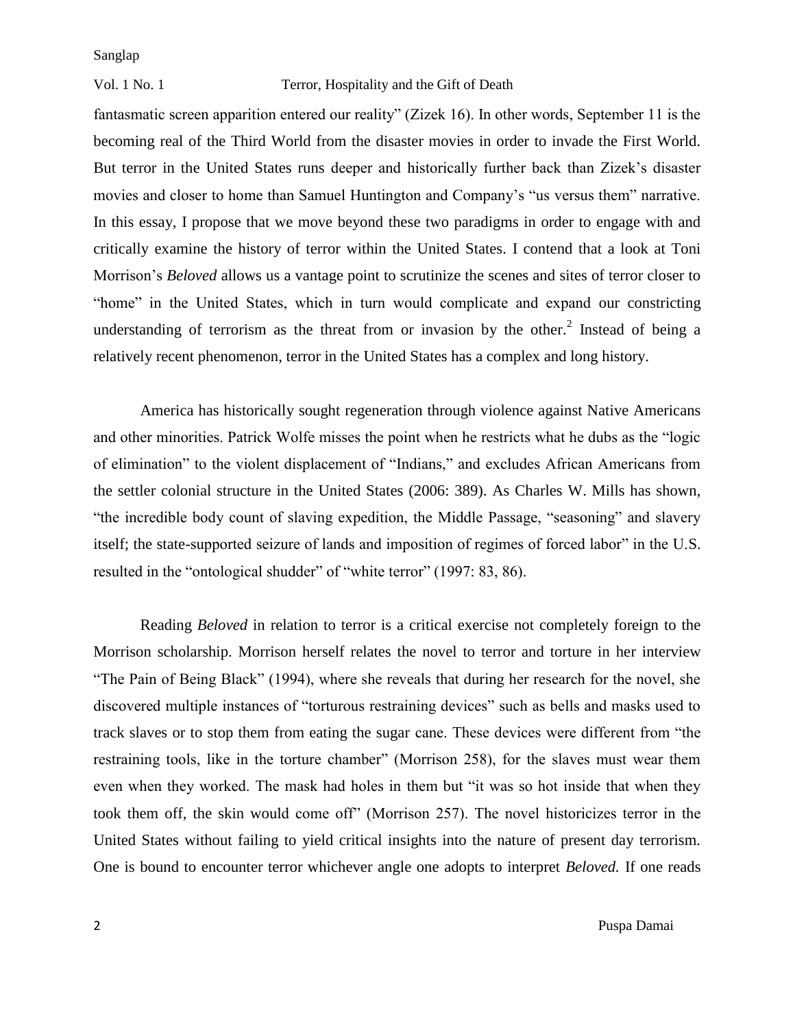fantasmatic screen apparition entered our reality" (Zizek 16). In other words, September 11 is the becoming real of the Third World from the disaster movies in order to invade the First World. But terror in the United States runs deeper and historically further back than Zizek's disaster movies and closer to home than Samuel Huntington and Company's "us versus them" narrative. In this essay, I propose that we move beyond these two paradigms in order to engage with and critically examine the history of terror within the United States. I contend that a look at Toni Morrison's *Beloved* allows us a vantage point to scrutinize the scenes and sites of terror closer to "home" in the United States, which in turn would complicate and expand our constricting understanding of terrorism as the threat from or invasion by the other.[2] Instead of being a relatively recent phenomenon, terror in the United States has a complex and long history.

America has historically sought regeneration through violence against Native Americans and other minorities. Patrick Wolfe misses the point when he restricts what he dubs as the "logic of elimination" to the violent displacement of "Indians," and excludes African Americans from the settler colonial structure in the United States (2006: 389). As Charles W. Mills has shown, "the incredible body count of slaving expedition, the Middle Passage, "seasoning" and slavery itself; the state-supported seizure of lands and imposition of regimes of forced labor" in the U.S. resulted in the "ontological shudder" of "white terror" (1997: 83, 86).

Reading *Beloved* in relation to terror is a critical exercise not completely foreign to the Morrison scholarship. Morrison herself relates the novel to terror and torture in her interview "The Pain of Being Black" (1994), where she reveals that during her research for the novel, she discovered multiple instances of "torturous restraining devices" such as bells and masks used to track slaves or to stop them from eating the sugar cane. These devices were different from "the restraining tools, like in the torture chamber" (Morrison 258), for the slaves must wear them even when they worked. The mask had holes in them but "it was so hot inside that when they took them off, the skin would come off" (Morrison 257). The novel historicizes terror in the United States without failing to yield critical insights into the nature of present day terrorism. One is bound to encounter terror whichever angle one adopts to interpret *Beloved.* If one reads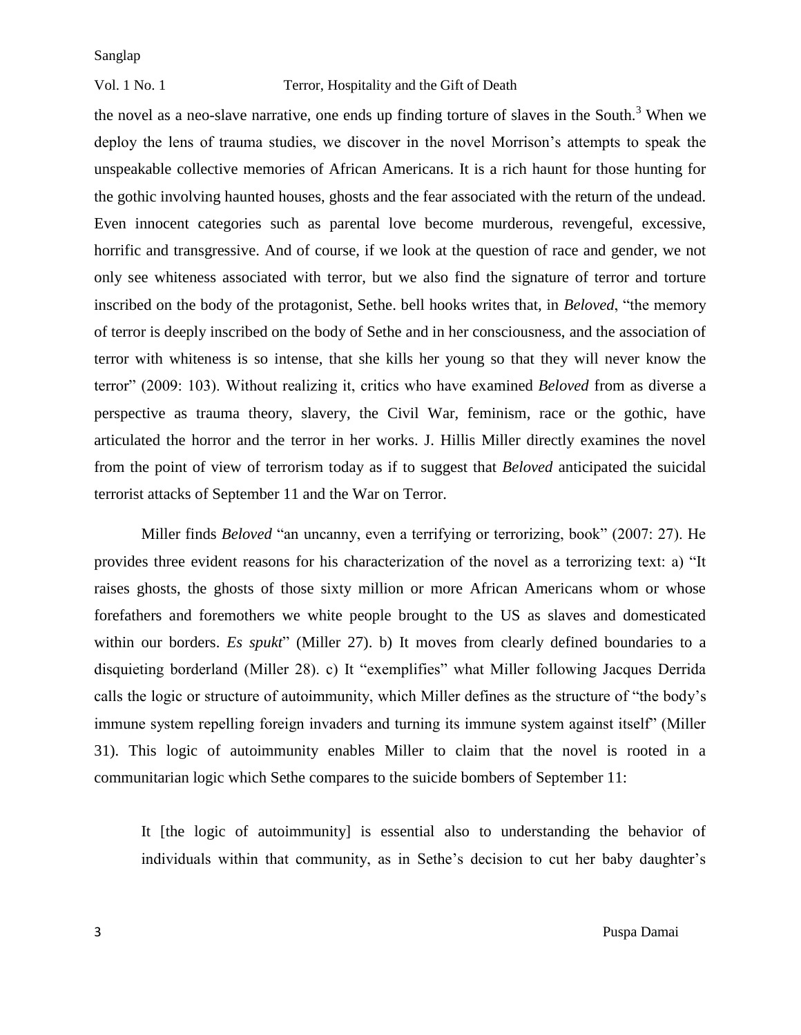the novel as a neo-slave narrative, one ends up finding torture of slaves in the South.[3] When we deploy the lens of trauma studies, we discover in the novel Morrison's attempts to speak the unspeakable collective memories of African Americans. It is a rich haunt for those hunting for the gothic involving haunted houses, ghosts and the fear associated with the return of the undead. Even innocent categories such as parental love become murderous, revengeful, excessive, horrific and transgressive. And of course, if we look at the question of race and gender, we not only see whiteness associated with terror, but we also find the signature of terror and torture inscribed on the body of the protagonist, Sethe. bell hooks writes that, in *Beloved*, "the memory of terror is deeply inscribed on the body of Sethe and in her consciousness, and the association of terror with whiteness is so intense, that she kills her young so that they will never know the terror" (2009: 103). Without realizing it, critics who have examined *Beloved* from as diverse a perspective as trauma theory, slavery, the Civil War, feminism, race or the gothic, have articulated the horror and the terror in her works. J. Hillis Miller directly examines the novel from the point of view of terrorism today as if to suggest that *Beloved* anticipated the suicidal terrorist attacks of September 11 and the War on Terror.

Miller finds *Beloved* "an uncanny, even a terrifying or terrorizing, book" (2007: 27). He provides three evident reasons for his characterization of the novel as a terrorizing text: a) "It raises ghosts, the ghosts of those sixty million or more African Americans whom or whose forefathers and foremothers we white people brought to the US as slaves and domesticated within our borders. *Es spukt*" (Miller 27). b) It moves from clearly defined boundaries to a disquieting borderland (Miller 28). c) It "exemplifies" what Miller following Jacques Derrida calls the logic or structure of autoimmunity, which Miller defines as the structure of "the body's immune system repelling foreign invaders and turning its immune system against itself" (Miller 31). This logic of autoimmunity enables Miller to claim that the novel is rooted in a communitarian logic which Sethe compares to the suicide bombers of September 11:

> It [the logic of autoimmunity] is essential also to understanding the behavior of individuals within that community, as in Sethe's decision to cut her baby daughter's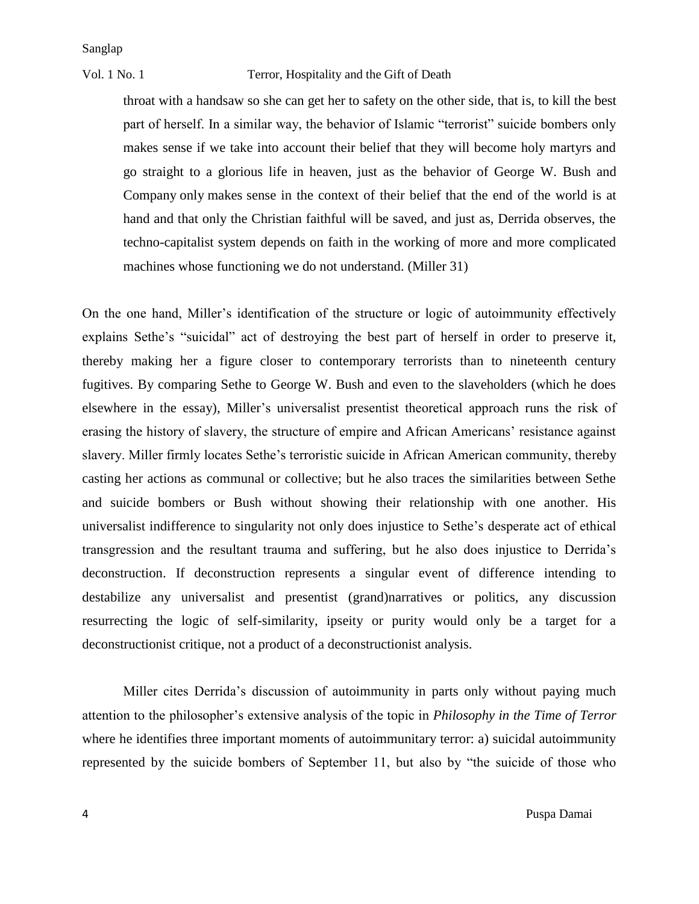> throat with a handsaw so she can get her to safety on the other side, that is, to kill the best part of herself. In a similar way, the behavior of Islamic "terrorist" suicide bombers only makes sense if we take into account their belief that they will become holy martyrs and go straight to a glorious life in heaven, just as the behavior of George W. Bush and Company only makes sense in the context of their belief that the end of the world is at hand and that only the Christian faithful will be saved, and just as, Derrida observes, the techno-capitalist system depends on faith in the working of more and more complicated machines whose functioning we do not understand. (Miller 31)

On the one hand, Miller's identification of the structure or logic of autoimmunity effectively explains Sethe's "suicidal" act of destroying the best part of herself in order to preserve it, thereby making her a figure closer to contemporary terrorists than to nineteenth century fugitives. By comparing Sethe to George W. Bush and even to the slaveholders (which he does elsewhere in the essay), Miller's universalist presentist theoretical approach runs the risk of erasing the history of slavery, the structure of empire and African Americans' resistance against slavery. Miller firmly locates Sethe's terroristic suicide in African American community, thereby casting her actions as communal or collective; but he also traces the similarities between Sethe and suicide bombers or Bush without showing their relationship with one another. His universalist indifference to singularity not only does injustice to Sethe's desperate act of ethical transgression and the resultant trauma and suffering, but he also does injustice to Derrida's deconstruction. If deconstruction represents a singular event of difference intending to destabilize any universalist and presentist (grand)narratives or politics, any discussion resurrecting the logic of self-similarity, ipseity or purity would only be a target for a deconstructionist critique, not a product of a deconstructionist analysis.

Miller cites Derrida's discussion of autoimmunity in parts only without paying much attention to the philosopher's extensive analysis of the topic in *Philosophy in the Time of Terror* where he identifies three important moments of autoimmunitary terror: a) suicidal autoimmunity represented by the suicide bombers of September 11, but also by "the suicide of those who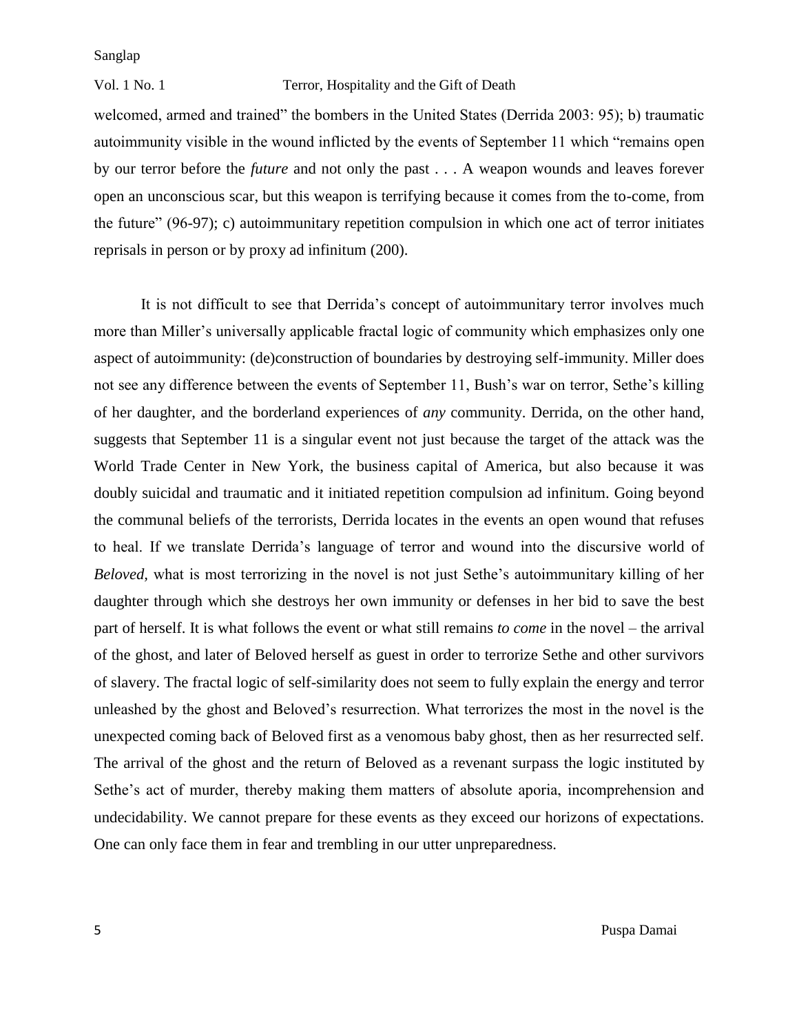welcomed, armed and trained" the bombers in the United States (Derrida 2003: 95); b) traumatic autoimmunity visible in the wound inflicted by the events of September 11 which "remains open by our terror before the *future* and not only the past . . . A weapon wounds and leaves forever open an unconscious scar, but this weapon is terrifying because it comes from the to-come, from the future" (96-97); c) autoimmunitary repetition compulsion in which one act of terror initiates reprisals in person or by proxy ad infinitum (200).

It is not difficult to see that Derrida's concept of autoimmunitary terror involves much more than Miller's universally applicable fractal logic of community which emphasizes only one aspect of autoimmunity: (de)construction of boundaries by destroying self-immunity. Miller does not see any difference between the events of September 11, Bush's war on terror, Sethe's killing of her daughter, and the borderland experiences of *any* community. Derrida, on the other hand, suggests that September 11 is a singular event not just because the target of the attack was the World Trade Center in New York, the business capital of America, but also because it was doubly suicidal and traumatic and it initiated repetition compulsion ad infinitum. Going beyond the communal beliefs of the terrorists, Derrida locates in the events an open wound that refuses to heal. If we translate Derrida's language of terror and wound into the discursive world of *Beloved,* what is most terrorizing in the novel is not just Sethe's autoimmunitary killing of her daughter through which she destroys her own immunity or defenses in her bid to save the best part of herself. It is what follows the event or what still remains *to come* in the novel – the arrival of the ghost, and later of Beloved herself as guest in order to terrorize Sethe and other survivors of slavery. The fractal logic of self-similarity does not seem to fully explain the energy and terror unleashed by the ghost and Beloved's resurrection. What terrorizes the most in the novel is the unexpected coming back of Beloved first as a venomous baby ghost, then as her resurrected self. The arrival of the ghost and the return of Beloved as a revenant surpass the logic instituted by Sethe's act of murder, thereby making them matters of absolute aporia, incomprehension and undecidability. We cannot prepare for these events as they exceed our horizons of expectations. One can only face them in fear and trembling in our utter unpreparedness.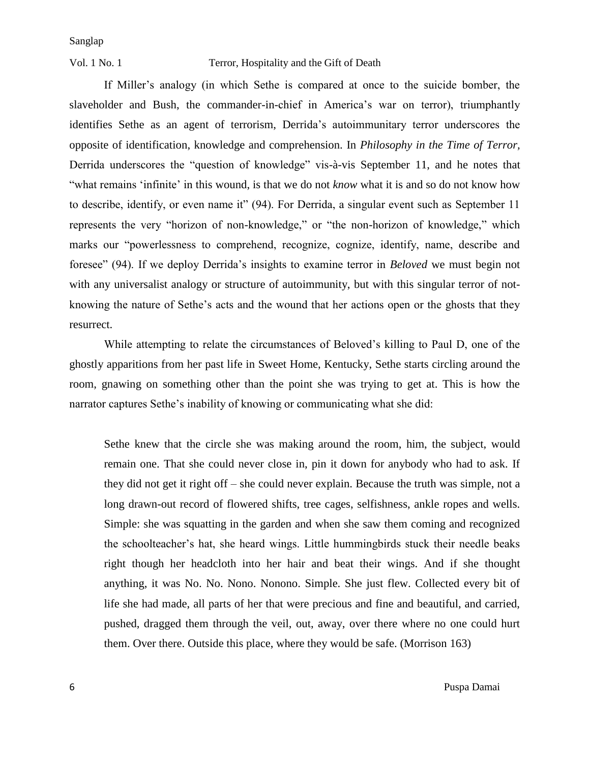If Miller's analogy (in which Sethe is compared at once to the suicide bomber, the slaveholder and Bush, the commander-in-chief in America's war on terror), triumphantly identifies Sethe as an agent of terrorism, Derrida's autoimmunitary terror underscores the opposite of identification, knowledge and comprehension. In *Philosophy in the Time of Terror*, Derrida underscores the "question of knowledge" vis-à-vis September 11, and he notes that "what remains 'infinite' in this wound, is that we do not *know* what it is and so do not know how to describe, identify, or even name it" (94). For Derrida, a singular event such as September 11 represents the very "horizon of non-knowledge," or "the non-horizon of knowledge," which marks our "powerlessness to comprehend, recognize, cognize, identify, name, describe and foresee" (94). If we deploy Derrida's insights to examine terror in *Beloved* we must begin not with any universalist analogy or structure of autoimmunity, but with this singular terror of not-knowing the nature of Sethe's acts and the wound that her actions open or the ghosts that they resurrect.

While attempting to relate the circumstances of Beloved's killing to Paul D, one of the ghostly apparitions from her past life in Sweet Home, Kentucky, Sethe starts circling around the room, gnawing on something other than the point she was trying to get at. This is how the narrator captures Sethe's inability of knowing or communicating what she did:

> Sethe knew that the circle she was making around the room, him, the subject, would remain one. That she could never close in, pin it down for anybody who had to ask. If they did not get it right off – she could never explain. Because the truth was simple, not a long drawn-out record of flowered shifts, tree cages, selfishness, ankle ropes and wells. Simple: she was squatting in the garden and when she saw them coming and recognized the schoolteacher's hat, she heard wings. Little hummingbirds stuck their needle beaks right though her headcloth into her hair and beat their wings. And if she thought anything, it was No. No. Nono. Nonono. Simple. She just flew. Collected every bit of life she had made, all parts of her that were precious and fine and beautiful, and carried, pushed, dragged them through the veil, out, away, over there where no one could hurt them. Over there. Outside this place, where they would be safe. (Morrison 163)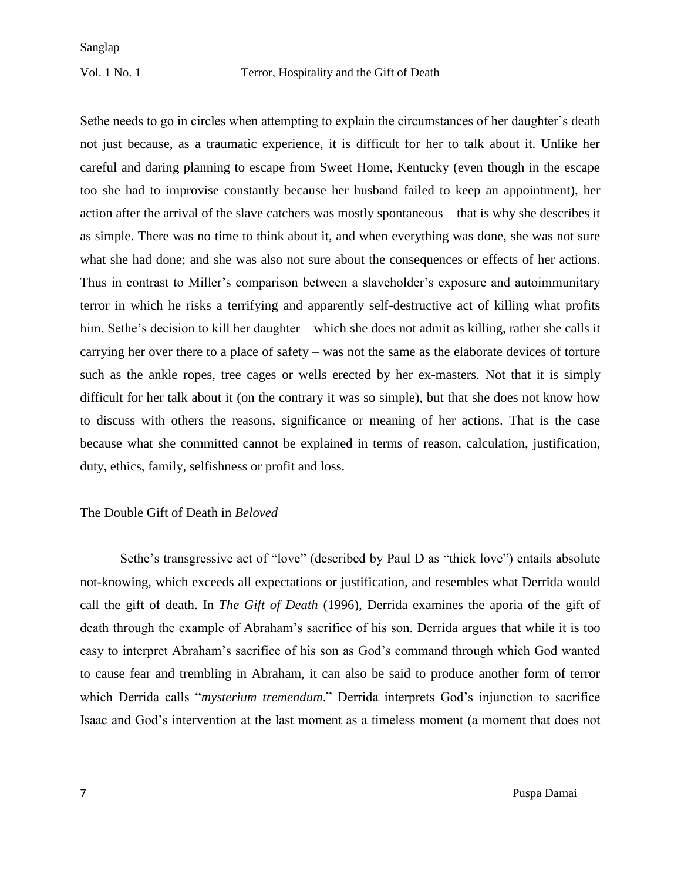Sethe needs to go in circles when attempting to explain the circumstances of her daughter's death not just because, as a traumatic experience, it is difficult for her to talk about it. Unlike her careful and daring planning to escape from Sweet Home, Kentucky (even though in the escape too she had to improvise constantly because her husband failed to keep an appointment), her action after the arrival of the slave catchers was mostly spontaneous – that is why she describes it as simple. There was no time to think about it, and when everything was done, she was not sure what she had done; and she was also not sure about the consequences or effects of her actions. Thus in contrast to Miller's comparison between a slaveholder's exposure and autoimmunitary terror in which he risks a terrifying and apparently self-destructive act of killing what profits him, Sethe's decision to kill her daughter – which she does not admit as killing, rather she calls it carrying her over there to a place of safety – was not the same as the elaborate devices of torture such as the ankle ropes, tree cages or wells erected by her ex-masters. Not that it is simply difficult for her talk about it (on the contrary it was so simple), but that she does not know how to discuss with others the reasons, significance or meaning of her actions. That is the case because what she committed cannot be explained in terms of reason, calculation, justification, duty, ethics, family, selfishness or profit and loss.

## The Double Gift of Death in *Beloved*

Sethe's transgressive act of "love" (described by Paul D as "thick love") entails absolute not-knowing, which exceeds all expectations or justification, and resembles what Derrida would call the gift of death. In *The Gift of Death* (1996), Derrida examines the aporia of the gift of death through the example of Abraham's sacrifice of his son. Derrida argues that while it is too easy to interpret Abraham's sacrifice of his son as God's command through which God wanted to cause fear and trembling in Abraham, it can also be said to produce another form of terror which Derrida calls "*mysterium tremendum*." Derrida interprets God's injunction to sacrifice Isaac and God's intervention at the last moment as a timeless moment (a moment that does not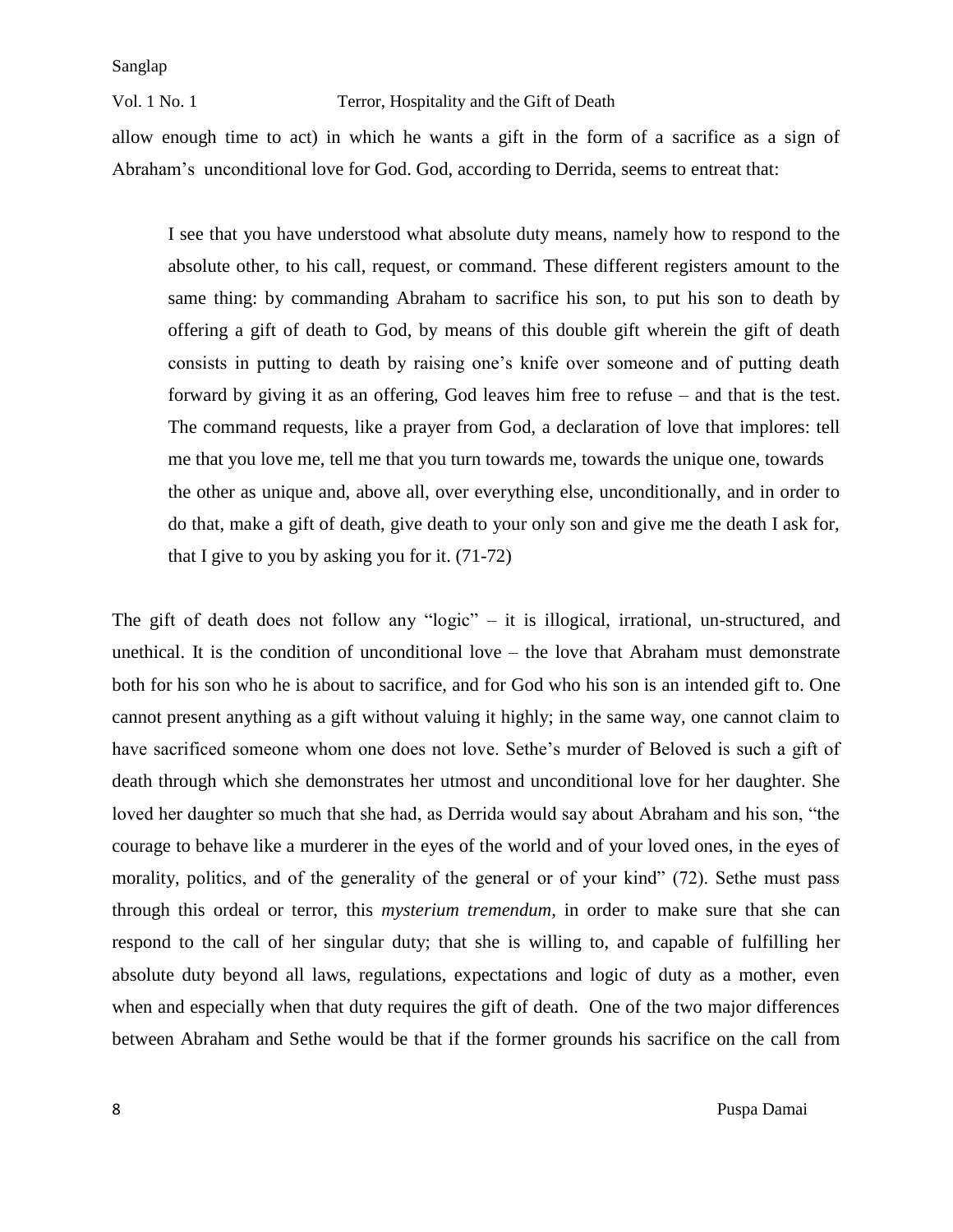allow enough time to act) in which he wants a gift in the form of a sacrifice as a sign of Abraham's unconditional love for God. God, according to Derrida, seems to entreat that:

> I see that you have understood what absolute duty means, namely how to respond to the absolute other, to his call, request, or command. These different registers amount to the same thing: by commanding Abraham to sacrifice his son, to put his son to death by offering a gift of death to God, by means of this double gift wherein the gift of death consists in putting to death by raising one's knife over someone and of putting death forward by giving it as an offering, God leaves him free to refuse – and that is the test. The command requests, like a prayer from God, a declaration of love that implores: tell me that you love me, tell me that you turn towards me, towards the unique one, towards the other as unique and, above all, over everything else, unconditionally, and in order to do that, make a gift of death, give death to your only son and give me the death I ask for, that I give to you by asking you for it. (71-72)

The gift of death does not follow any "logic" – it is illogical, irrational, un-structured, and unethical. It is the condition of unconditional love – the love that Abraham must demonstrate both for his son who he is about to sacrifice, and for God who his son is an intended gift to. One cannot present anything as a gift without valuing it highly; in the same way, one cannot claim to have sacrificed someone whom one does not love. Sethe's murder of Beloved is such a gift of death through which she demonstrates her utmost and unconditional love for her daughter. She loved her daughter so much that she had, as Derrida would say about Abraham and his son, "the courage to behave like a murderer in the eyes of the world and of your loved ones, in the eyes of morality, politics, and of the generality of the general or of your kind" (72). Sethe must pass through this ordeal or terror, this *mysterium tremendum*, in order to make sure that she can respond to the call of her singular duty; that she is willing to, and capable of fulfilling her absolute duty beyond all laws, regulations, expectations and logic of duty as a mother, even when and especially when that duty requires the gift of death. One of the two major differences between Abraham and Sethe would be that if the former grounds his sacrifice on the call from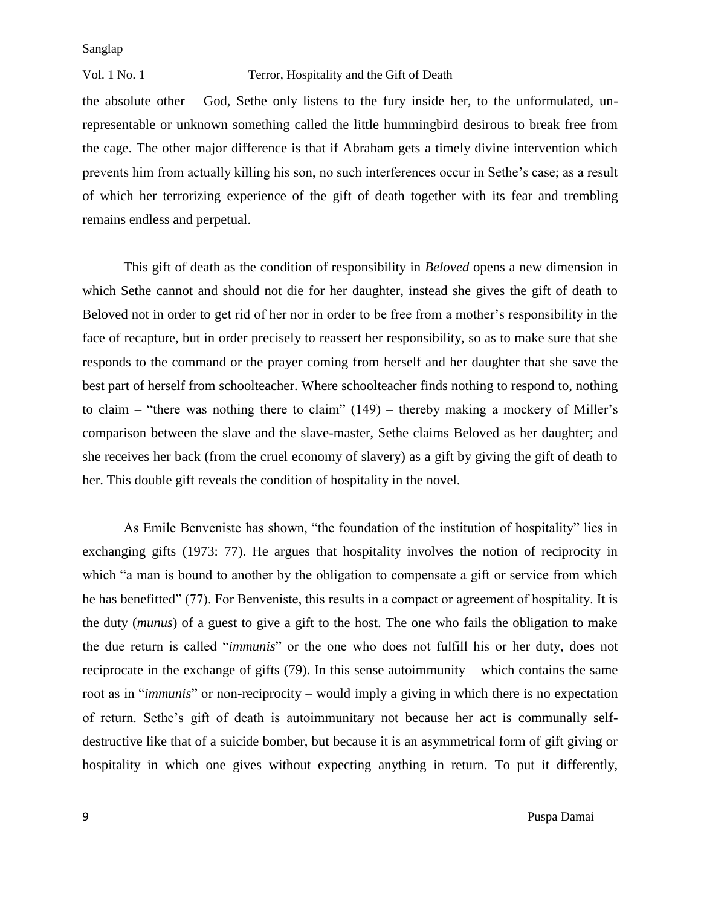the absolute other – God, Sethe only listens to the fury inside her, to the unformulated, unrepresentable or unknown something called the little hummingbird desirous to break free from the cage. The other major difference is that if Abraham gets a timely divine intervention which prevents him from actually killing his son, no such interferences occur in Sethe's case; as a result of which her terrorizing experience of the gift of death together with its fear and trembling remains endless and perpetual.

This gift of death as the condition of responsibility in *Beloved* opens a new dimension in which Sethe cannot and should not die for her daughter, instead she gives the gift of death to Beloved not in order to get rid of her nor in order to be free from a mother's responsibility in the face of recapture, but in order precisely to reassert her responsibility, so as to make sure that she responds to the command or the prayer coming from herself and her daughter that she save the best part of herself from schoolteacher. Where schoolteacher finds nothing to respond to, nothing to claim – "there was nothing there to claim" (149) – thereby making a mockery of Miller's comparison between the slave and the slave-master, Sethe claims Beloved as her daughter; and she receives her back (from the cruel economy of slavery) as a gift by giving the gift of death to her. This double gift reveals the condition of hospitality in the novel.

As Emile Benveniste has shown, "the foundation of the institution of hospitality" lies in exchanging gifts (1973: 77). He argues that hospitality involves the notion of reciprocity in which "a man is bound to another by the obligation to compensate a gift or service from which he has benefitted" (77). For Benveniste, this results in a compact or agreement of hospitality. It is the duty (*munus*) of a guest to give a gift to the host. The one who fails the obligation to make the due return is called "*immunis*" or the one who does not fulfill his or her duty, does not reciprocate in the exchange of gifts (79). In this sense autoimmunity – which contains the same root as in "*immunis*" or non-reciprocity – would imply a giving in which there is no expectation of return. Sethe's gift of death is autoimmunitary not because her act is communally self-destructive like that of a suicide bomber, but because it is an asymmetrical form of gift giving or hospitality in which one gives without expecting anything in return. To put it differently,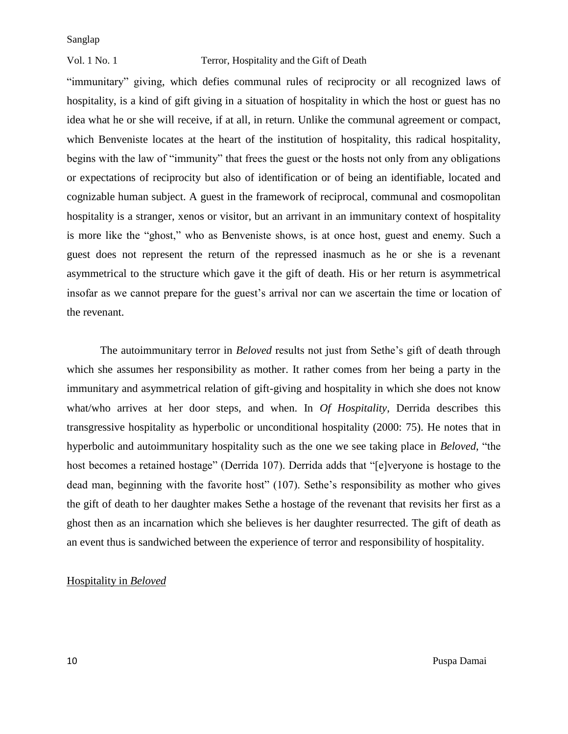"immunitary" giving, which defies communal rules of reciprocity or all recognized laws of hospitality, is a kind of gift giving in a situation of hospitality in which the host or guest has no idea what he or she will receive, if at all, in return. Unlike the communal agreement or compact, which Benveniste locates at the heart of the institution of hospitality, this radical hospitality, begins with the law of "immunity" that frees the guest or the hosts not only from any obligations or expectations of reciprocity but also of identification or of being an identifiable, located and cognizable human subject. A guest in the framework of reciprocal, communal and cosmopolitan hospitality is a stranger, xenos or visitor, but an arrivant in an immunitary context of hospitality is more like the "ghost," who as Benveniste shows, is at once host, guest and enemy. Such a guest does not represent the return of the repressed inasmuch as he or she is a revenant asymmetrical to the structure which gave it the gift of death. His or her return is asymmetrical insofar as we cannot prepare for the guest's arrival nor can we ascertain the time or location of the revenant.

The autoimmunitary terror in *Beloved* results not just from Sethe's gift of death through which she assumes her responsibility as mother. It rather comes from her being a party in the immunitary and asymmetrical relation of gift-giving and hospitality in which she does not know what/who arrives at her door steps, and when. In *Of Hospitality*, Derrida describes this transgressive hospitality as hyperbolic or unconditional hospitality (2000: 75). He notes that in hyperbolic and autoimmunitary hospitality such as the one we see taking place in *Beloved*, "the host becomes a retained hostage" (Derrida 107). Derrida adds that "[e]veryone is hostage to the dead man, beginning with the favorite host" (107). Sethe's responsibility as mother who gives the gift of death to her daughter makes Sethe a hostage of the revenant that revisits her first as a ghost then as an incarnation which she believes is her daughter resurrected. The gift of death as an event thus is sandwiched between the experience of terror and responsibility of hospitality.

## Hospitality in *Beloved*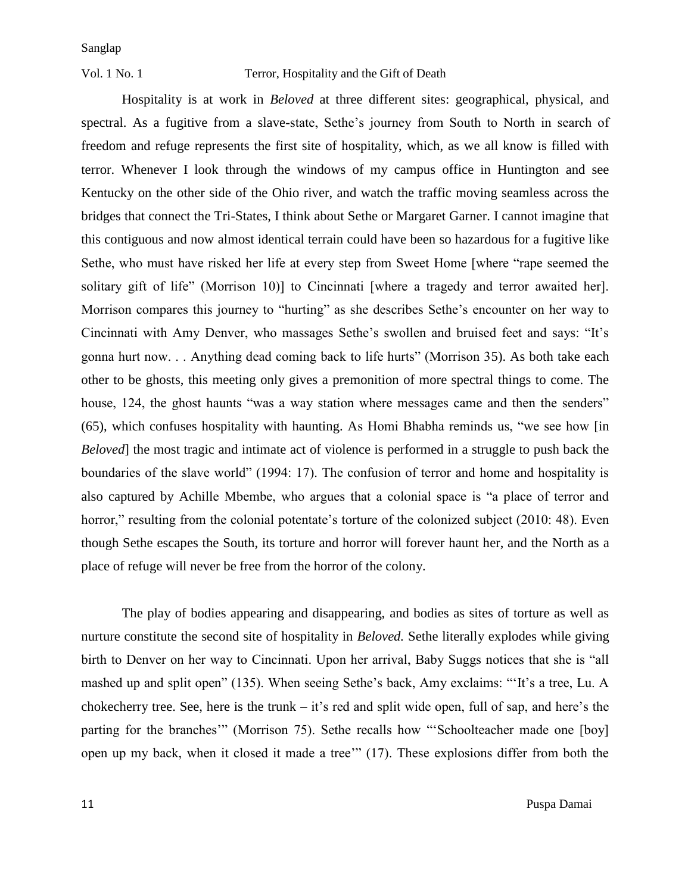Hospitality is at work in *Beloved* at three different sites: geographical, physical, and spectral. As a fugitive from a slave-state, Sethe's journey from South to North in search of freedom and refuge represents the first site of hospitality, which, as we all know is filled with terror. Whenever I look through the windows of my campus office in Huntington and see Kentucky on the other side of the Ohio river, and watch the traffic moving seamless across the bridges that connect the Tri-States, I think about Sethe or Margaret Garner. I cannot imagine that this contiguous and now almost identical terrain could have been so hazardous for a fugitive like Sethe, who must have risked her life at every step from Sweet Home [where "rape seemed the solitary gift of life" (Morrison 10)] to Cincinnati [where a tragedy and terror awaited her]. Morrison compares this journey to "hurting" as she describes Sethe's encounter on her way to Cincinnati with Amy Denver, who massages Sethe's swollen and bruised feet and says: "It's gonna hurt now. . . Anything dead coming back to life hurts" (Morrison 35). As both take each other to be ghosts, this meeting only gives a premonition of more spectral things to come. The house, 124, the ghost haunts "was a way station where messages came and then the senders" (65), which confuses hospitality with haunting. As Homi Bhabha reminds us, "we see how [in *Beloved*] the most tragic and intimate act of violence is performed in a struggle to push back the boundaries of the slave world" (1994: 17). The confusion of terror and home and hospitality is also captured by Achille Mbembe, who argues that a colonial space is "a place of terror and horror," resulting from the colonial potentate's torture of the colonized subject (2010: 48). Even though Sethe escapes the South, its torture and horror will forever haunt her, and the North as a place of refuge will never be free from the horror of the colony.

The play of bodies appearing and disappearing, and bodies as sites of torture as well as nurture constitute the second site of hospitality in *Beloved.* Sethe literally explodes while giving birth to Denver on her way to Cincinnati. Upon her arrival, Baby Suggs notices that she is "all mashed up and split open" (135). When seeing Sethe's back, Amy exclaims: "'It's a tree, Lu. A chokecherry tree. See, here is the trunk – it's red and split wide open, full of sap, and here's the parting for the branches'" (Morrison 75). Sethe recalls how "'Schoolteacher made one [boy] open up my back, when it closed it made a tree'" (17). These explosions differ from both the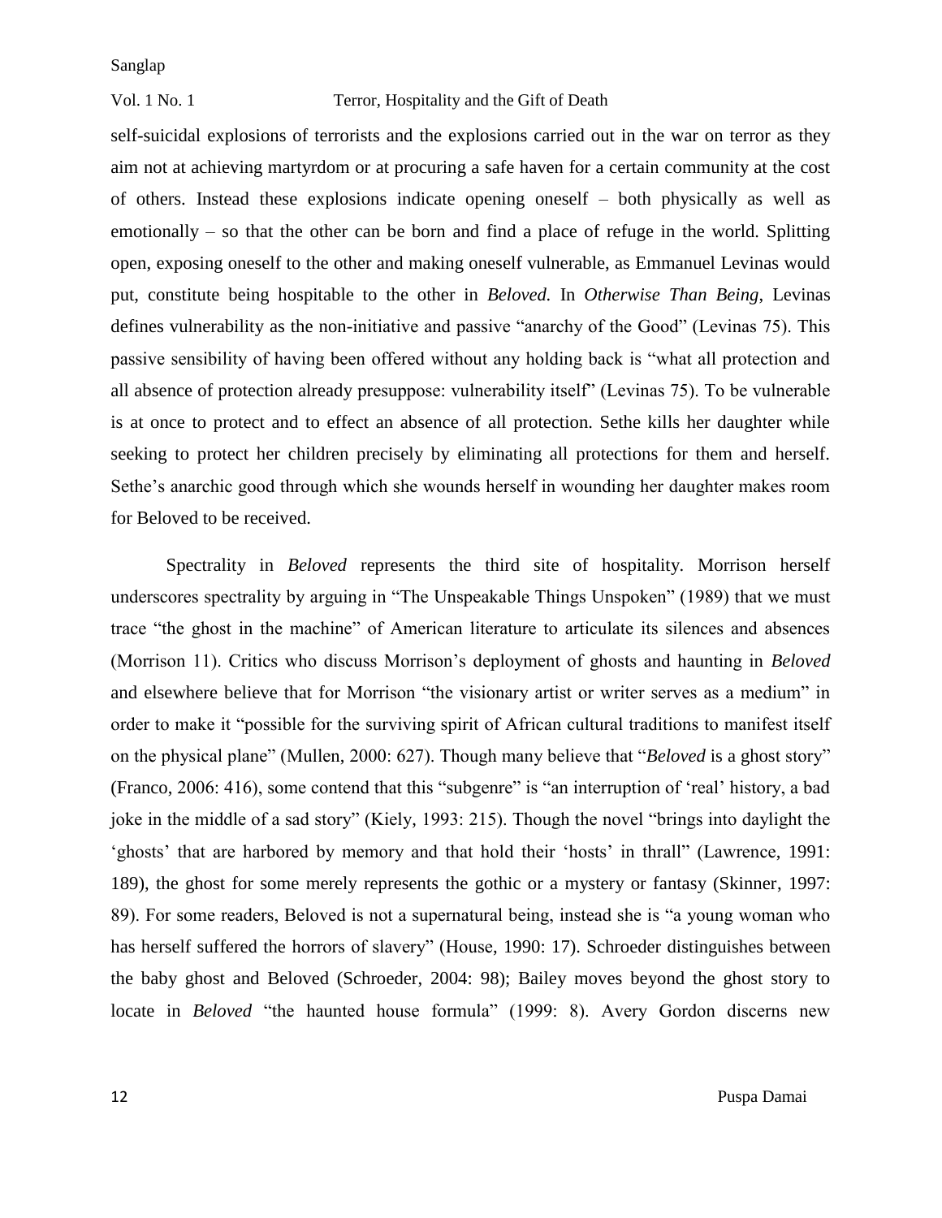self-suicidal explosions of terrorists and the explosions carried out in the war on terror as they aim not at achieving martyrdom or at procuring a safe haven for a certain community at the cost of others. Instead these explosions indicate opening oneself – both physically as well as emotionally – so that the other can be born and find a place of refuge in the world. Splitting open, exposing oneself to the other and making oneself vulnerable, as Emmanuel Levinas would put, constitute being hospitable to the other in *Beloved.* In *Otherwise Than Being,* Levinas defines vulnerability as the non-initiative and passive "anarchy of the Good" (Levinas 75). This passive sensibility of having been offered without any holding back is "what all protection and all absence of protection already presuppose: vulnerability itself" (Levinas 75). To be vulnerable is at once to protect and to effect an absence of all protection. Sethe kills her daughter while seeking to protect her children precisely by eliminating all protections for them and herself. Sethe's anarchic good through which she wounds herself in wounding her daughter makes room for Beloved to be received.

Spectrality in *Beloved* represents the third site of hospitality. Morrison herself underscores spectrality by arguing in "The Unspeakable Things Unspoken" (1989) that we must trace "the ghost in the machine" of American literature to articulate its silences and absences (Morrison 11). Critics who discuss Morrison's deployment of ghosts and haunting in *Beloved* and elsewhere believe that for Morrison "the visionary artist or writer serves as a medium" in order to make it "possible for the surviving spirit of African cultural traditions to manifest itself on the physical plane" (Mullen, 2000: 627). Though many believe that "*Beloved* is a ghost story" (Franco, 2006: 416), some contend that this "subgenre" is "an interruption of 'real' history, a bad joke in the middle of a sad story" (Kiely, 1993: 215). Though the novel "brings into daylight the 'ghosts' that are harbored by memory and that hold their 'hosts' in thrall" (Lawrence, 1991: 189), the ghost for some merely represents the gothic or a mystery or fantasy (Skinner, 1997: 89). For some readers, Beloved is not a supernatural being, instead she is "a young woman who has herself suffered the horrors of slavery" (House, 1990: 17). Schroeder distinguishes between the baby ghost and Beloved (Schroeder, 2004: 98); Bailey moves beyond the ghost story to locate in *Beloved* "the haunted house formula" (1999: 8). Avery Gordon discerns new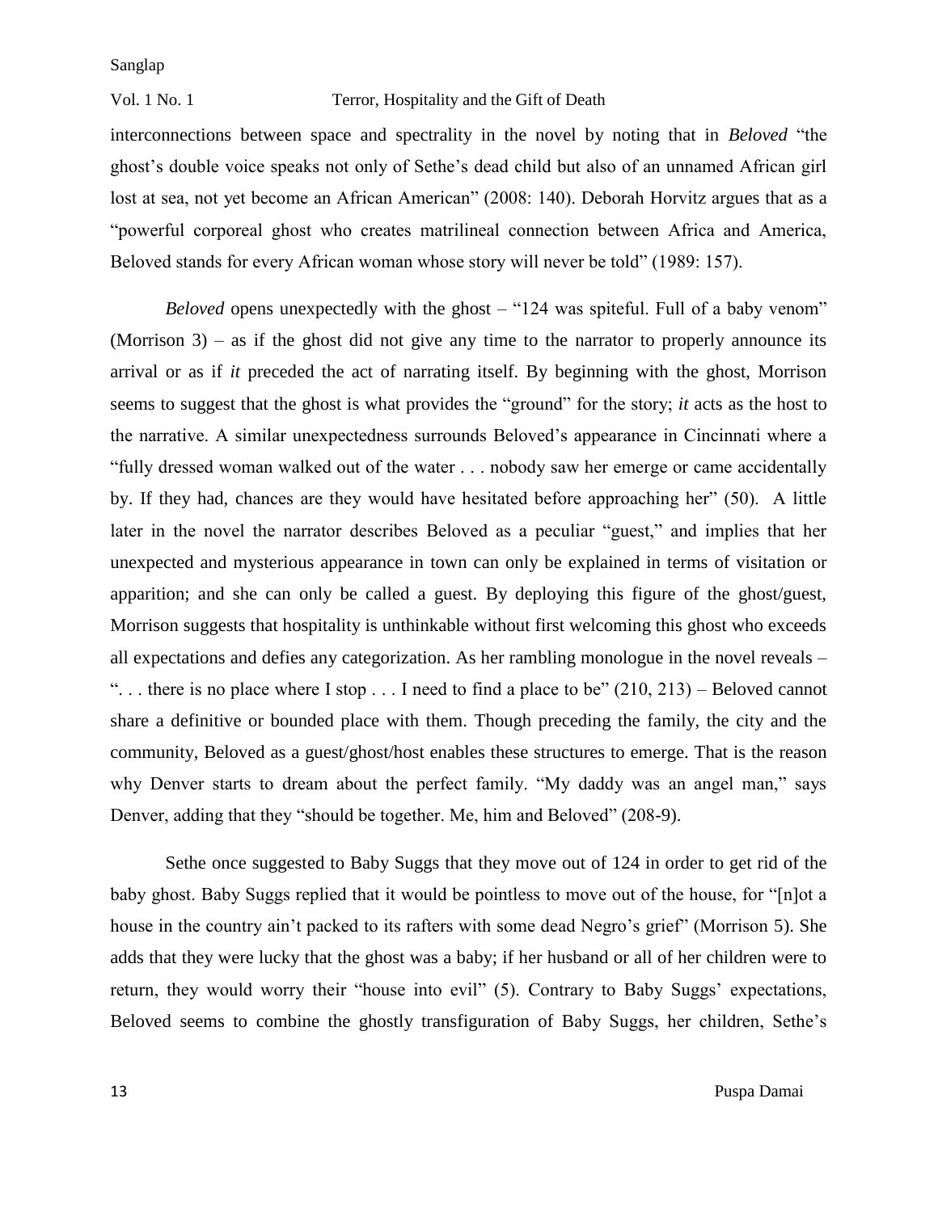interconnections between space and spectrality in the novel by noting that in *Beloved* "the ghost's double voice speaks not only of Sethe's dead child but also of an unnamed African girl lost at sea, not yet become an African American" (2008: 140). Deborah Horvitz argues that as a "powerful corporeal ghost who creates matrilineal connection between Africa and America, Beloved stands for every African woman whose story will never be told" (1989: 157).

*Beloved* opens unexpectedly with the ghost – "124 was spiteful. Full of a baby venom" (Morrison 3) – as if the ghost did not give any time to the narrator to properly announce its arrival or as if *it* preceded the act of narrating itself. By beginning with the ghost, Morrison seems to suggest that the ghost is what provides the "ground" for the story; *it* acts as the host to the narrative. A similar unexpectedness surrounds Beloved's appearance in Cincinnati where a "fully dressed woman walked out of the water . . . nobody saw her emerge or came accidentally by. If they had, chances are they would have hesitated before approaching her" (50). A little later in the novel the narrator describes Beloved as a peculiar "guest," and implies that her unexpected and mysterious appearance in town can only be explained in terms of visitation or apparition; and she can only be called a guest. By deploying this figure of the ghost/guest, Morrison suggests that hospitality is unthinkable without first welcoming this ghost who exceeds all expectations and defies any categorization. As her rambling monologue in the novel reveals – ". . . there is no place where I stop . . . I need to find a place to be" (210, 213) – Beloved cannot share a definitive or bounded place with them. Though preceding the family, the city and the community, Beloved as a guest/ghost/host enables these structures to emerge. That is the reason why Denver starts to dream about the perfect family. "My daddy was an angel man," says Denver, adding that they "should be together. Me, him and Beloved" (208-9).

Sethe once suggested to Baby Suggs that they move out of 124 in order to get rid of the baby ghost. Baby Suggs replied that it would be pointless to move out of the house, for "[n]ot a house in the country ain't packed to its rafters with some dead Negro's grief" (Morrison 5). She adds that they were lucky that the ghost was a baby; if her husband or all of her children were to return, they would worry their "house into evil" (5). Contrary to Baby Suggs' expectations, Beloved seems to combine the ghostly transfiguration of Baby Suggs, her children, Sethe's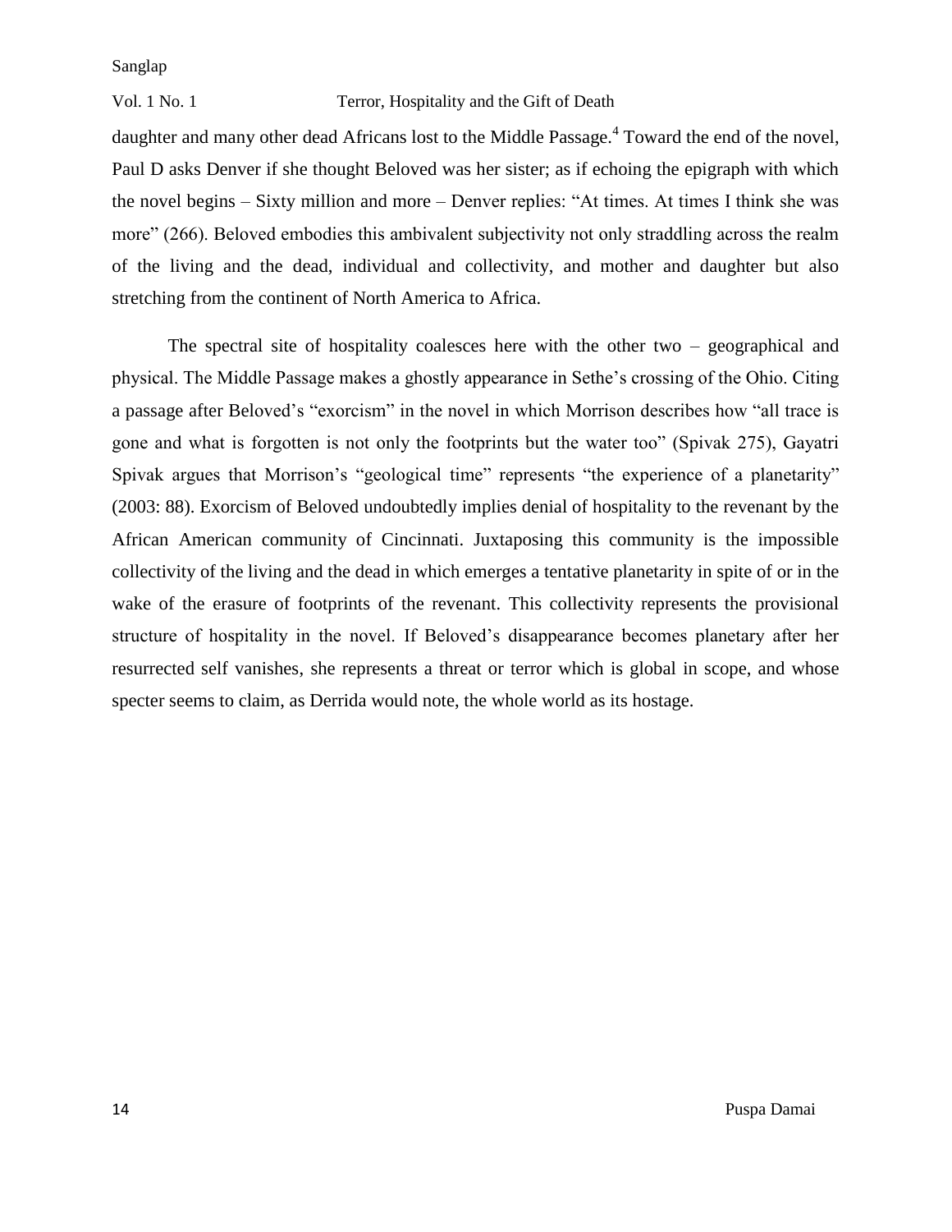daughter and many other dead Africans lost to the Middle Passage.[4] Toward the end of the novel, Paul D asks Denver if she thought Beloved was her sister; as if echoing the epigraph with which the novel begins – Sixty million and more – Denver replies: "At times. At times I think she was more" (266). Beloved embodies this ambivalent subjectivity not only straddling across the realm of the living and the dead, individual and collectivity, and mother and daughter but also stretching from the continent of North America to Africa.

The spectral site of hospitality coalesces here with the other two – geographical and physical. The Middle Passage makes a ghostly appearance in Sethe's crossing of the Ohio. Citing a passage after Beloved's "exorcism" in the novel in which Morrison describes how "all trace is gone and what is forgotten is not only the footprints but the water too" (Spivak 275), Gayatri Spivak argues that Morrison's "geological time" represents "the experience of a planetarity" (2003: 88). Exorcism of Beloved undoubtedly implies denial of hospitality to the revenant by the African American community of Cincinnati. Juxtaposing this community is the impossible collectivity of the living and the dead in which emerges a tentative planetarity in spite of or in the wake of the erasure of footprints of the revenant. This collectivity represents the provisional structure of hospitality in the novel. If Beloved's disappearance becomes planetary after her resurrected self vanishes, she represents a threat or terror which is global in scope, and whose specter seems to claim, as Derrida would note, the whole world as its hostage.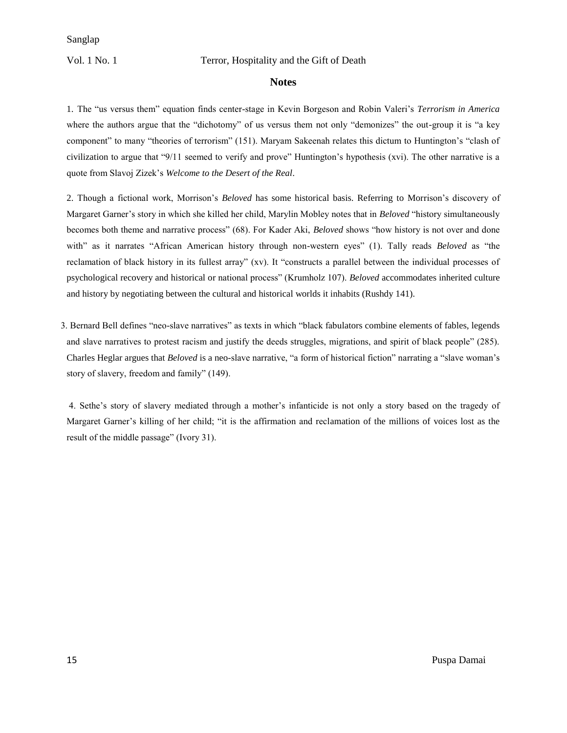## Notes

1. The "us versus them" equation finds center-stage in Kevin Borgeson and Robin Valeri's *Terrorism in America* where the authors argue that the "dichotomy" of us versus them not only "demonizes" the out-group it is "a key component" to many "theories of terrorism" (151). Maryam Sakeenah relates this dictum to Huntington's "clash of civilization to argue that "9/11 seemed to verify and prove" Huntington's hypothesis (xvi). The other narrative is a quote from Slavoj Zizek's *Welcome to the Desert of the Real*.

2. Though a fictional work, Morrison's *Beloved* has some historical basis. Referring to Morrison's discovery of Margaret Garner's story in which she killed her child, Marylin Mobley notes that in *Beloved* "history simultaneously becomes both theme and narrative process" (68). For Kader Aki, *Beloved* shows "how history is not over and done with" as it narrates "African American history through non-western eyes" (1). Tally reads *Beloved* as "the reclamation of black history in its fullest array" (xv). It "constructs a parallel between the individual processes of psychological recovery and historical or national process" (Krumholz 107). *Beloved* accommodates inherited culture and history by negotiating between the cultural and historical worlds it inhabits (Rushdy 141).

3. Bernard Bell defines "neo-slave narratives" as texts in which "black fabulators combine elements of fables, legends and slave narratives to protest racism and justify the deeds struggles, migrations, and spirit of black people" (285). Charles Heglar argues that *Beloved* is a neo-slave narrative, "a form of historical fiction" narrating a "slave woman's story of slavery, freedom and family" (149).

4. Sethe's story of slavery mediated through a mother's infanticide is not only a story based on the tragedy of Margaret Garner's killing of her child; "it is the affirmation and reclamation of the millions of voices lost as the result of the middle passage" (Ivory 31).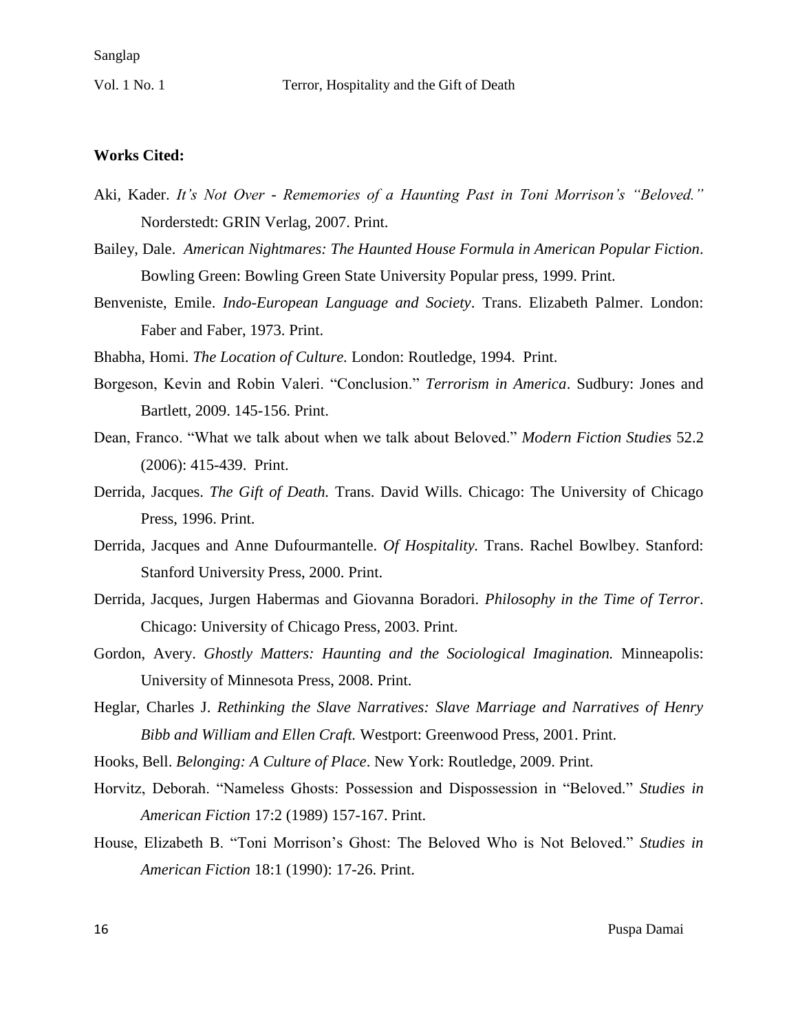**Works Cited:**

Aki, Kader. *It's Not Over - Rememories of a Haunting Past in Toni Morrison's "Beloved."* Norderstedt: GRIN Verlag, 2007. Print.

Bailey, Dale. *American Nightmares: The Haunted House Formula in American Popular Fiction*. Bowling Green: Bowling Green State University Popular press, 1999. Print.

Benveniste, Emile. *Indo-European Language and Society*. Trans. Elizabeth Palmer. London: Faber and Faber, 1973. Print.

Bhabha, Homi. *The Location of Culture.* London: Routledge, 1994. Print.

Borgeson, Kevin and Robin Valeri. "Conclusion." *Terrorism in America*. Sudbury: Jones and Bartlett, 2009. 145-156. Print.

Dean, Franco. "What we talk about when we talk about Beloved." *Modern Fiction Studies* 52.2 (2006): 415-439. Print.

Derrida, Jacques. *The Gift of Death.* Trans. David Wills. Chicago: The University of Chicago Press, 1996. Print.

Derrida, Jacques and Anne Dufourmantelle. *Of Hospitality.* Trans. Rachel Bowlbey. Stanford: Stanford University Press, 2000. Print.

Derrida, Jacques, Jurgen Habermas and Giovanna Boradori. *Philosophy in the Time of Terror*. Chicago: University of Chicago Press, 2003. Print.

Gordon, Avery. *Ghostly Matters: Haunting and the Sociological Imagination.* Minneapolis: University of Minnesota Press, 2008. Print.

Heglar, Charles J. *Rethinking the Slave Narratives: Slave Marriage and Narratives of Henry Bibb and William and Ellen Craft.* Westport: Greenwood Press, 2001. Print.

Hooks, Bell. *Belonging: A Culture of Place*. New York: Routledge, 2009. Print.

Horvitz, Deborah. "Nameless Ghosts: Possession and Dispossession in "Beloved." *Studies in American Fiction* 17:2 (1989) 157-167. Print.

House, Elizabeth B. "Toni Morrison's Ghost: The Beloved Who is Not Beloved." *Studies in American Fiction* 18:1 (1990): 17-26. Print.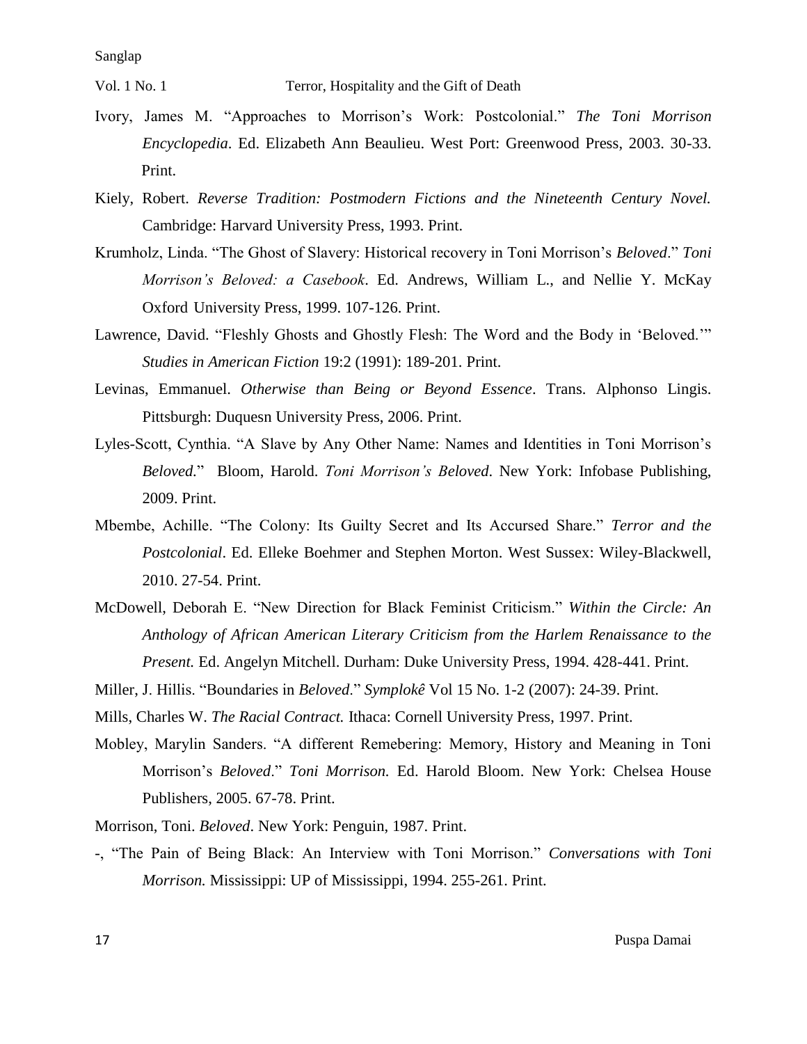Ivory, James M. "Approaches to Morrison's Work: Postcolonial." *The Toni Morrison Encyclopedia*. Ed. Elizabeth Ann Beaulieu. West Port: Greenwood Press, 2003. 30-33. Print.

Kiely, Robert. *Reverse Tradition: Postmodern Fictions and the Nineteenth Century Novel.* Cambridge: Harvard University Press, 1993. Print.

Krumholz, Linda. "The Ghost of Slavery: Historical recovery in Toni Morrison's *Beloved*." *Toni Morrison's Beloved: a Casebook*. Ed. Andrews, William L., and Nellie Y. McKay Oxford University Press, 1999. 107-126. Print.

Lawrence, David. "Fleshly Ghosts and Ghostly Flesh: The Word and the Body in 'Beloved.'" *Studies in American Fiction* 19:2 (1991): 189-201. Print.

Levinas, Emmanuel. *Otherwise than Being or Beyond Essence*. Trans. Alphonso Lingis. Pittsburgh: Duquesn University Press, 2006. Print.

Lyles-Scott, Cynthia. "A Slave by Any Other Name: Names and Identities in Toni Morrison's *Beloved.*" Bloom, Harold. *Toni Morrison's Beloved*. New York: Infobase Publishing, 2009. Print.

Mbembe, Achille. "The Colony: Its Guilty Secret and Its Accursed Share." *Terror and the Postcolonial*. Ed. Elleke Boehmer and Stephen Morton. West Sussex: Wiley-Blackwell, 2010. 27-54. Print.

McDowell, Deborah E. "New Direction for Black Feminist Criticism." *Within the Circle: An Anthology of African American Literary Criticism from the Harlem Renaissance to the Present.* Ed. Angelyn Mitchell. Durham: Duke University Press, 1994. 428-441. Print.

Miller, J. Hillis. "Boundaries in *Beloved*." *Symplokê* Vol 15 No. 1-2 (2007): 24-39. Print.

Mills, Charles W. *The Racial Contract.* Ithaca: Cornell University Press, 1997. Print.

Mobley, Marylin Sanders. "A different Remebering: Memory, History and Meaning in Toni Morrison's *Beloved*." *Toni Morrison.* Ed. Harold Bloom. New York: Chelsea House Publishers, 2005. 67-78. Print.

Morrison, Toni. *Beloved*. New York: Penguin, 1987. Print.

-, "The Pain of Being Black: An Interview with Toni Morrison." *Conversations with Toni Morrison.* Mississippi: UP of Mississippi, 1994. 255-261. Print.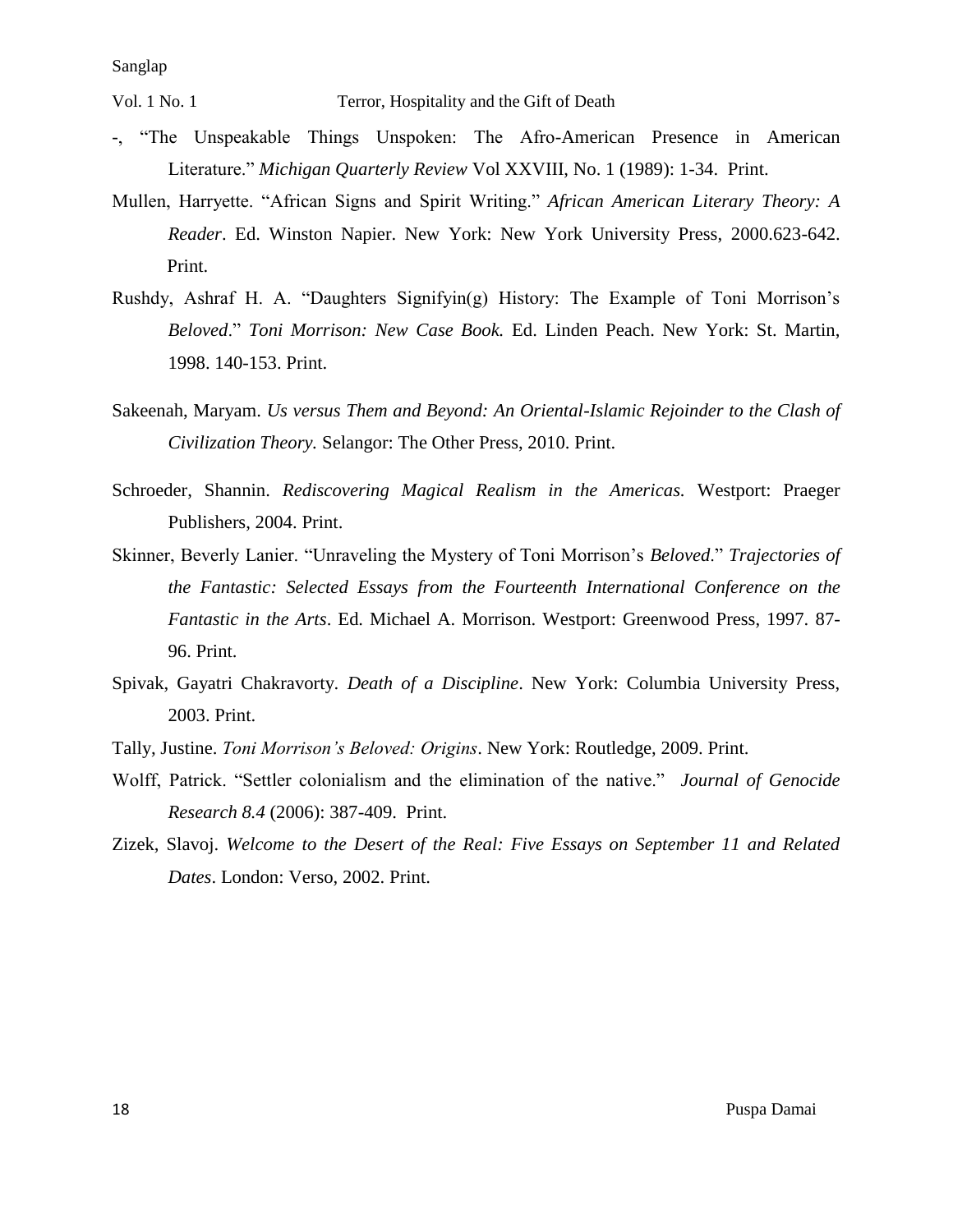-, "The Unspeakable Things Unspoken: The Afro-American Presence in American Literature." *Michigan Quarterly Review* Vol XXVIII, No. 1 (1989): 1-34. Print.

Mullen, Harryette. "African Signs and Spirit Writing." *African American Literary Theory: A Reader*. Ed. Winston Napier. New York: New York University Press, 2000.623-642. Print.

Rushdy, Ashraf H. A. "Daughters Signifyin(g) History: The Example of Toni Morrison's *Beloved*." *Toni Morrison: New Case Book.* Ed. Linden Peach. New York: St. Martin, 1998. 140-153. Print.

Sakeenah, Maryam. *Us versus Them and Beyond: An Oriental-Islamic Rejoinder to the Clash of Civilization Theory.* Selangor: The Other Press, 2010. Print.

Schroeder, Shannin. *Rediscovering Magical Realism in the Americas.* Westport: Praeger Publishers, 2004. Print.

Skinner, Beverly Lanier. "Unraveling the Mystery of Toni Morrison's *Beloved*." *Trajectories of the Fantastic: Selected Essays from the Fourteenth International Conference on the Fantastic in the Arts*. Ed. Michael A. Morrison. Westport: Greenwood Press, 1997. 87-96. Print.

Spivak, Gayatri Chakravorty. *Death of a Discipline*. New York: Columbia University Press, 2003. Print.

Tally, Justine. *Toni Morrison's Beloved: Origins*. New York: Routledge, 2009. Print.

Wolff, Patrick. "Settler colonialism and the elimination of the native." *Journal of Genocide Research 8.4* (2006): 387-409. Print.

Zizek, Slavoj. *Welcome to the Desert of the Real: Five Essays on September 11 and Related Dates*. London: Verso, 2002. Print.